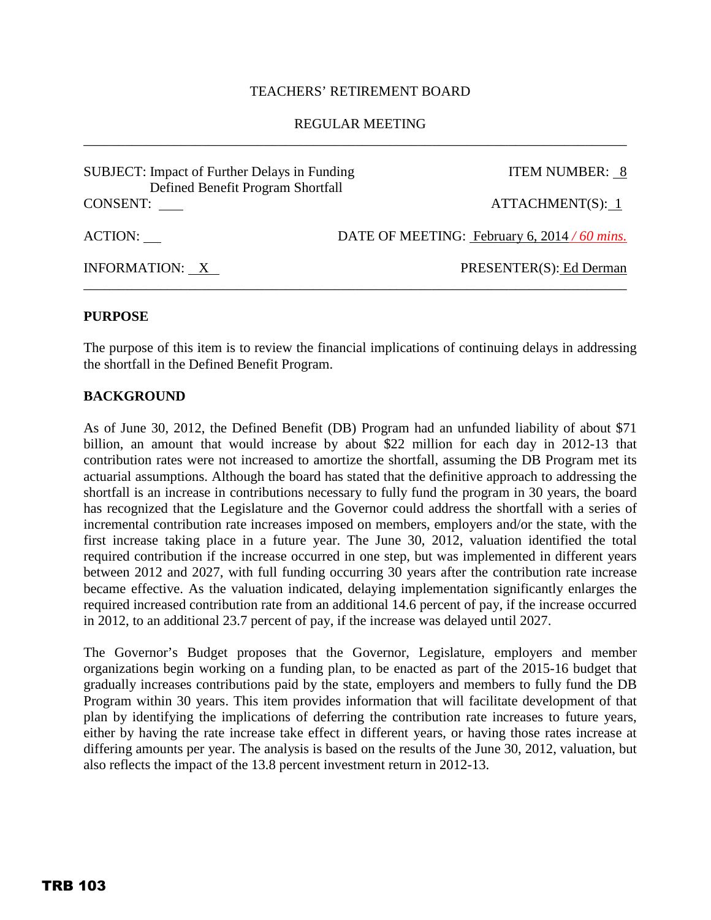TEACHERS' RETIREMENT BOARD

REGULAR MEETING

---

SUBJECT: Impact of Further Delays in Funding Defined Benefit Program Shortfall

ITEM NUMBER: 8

CONSENT: \_\_\_

ATTACHMENT(S): 1

ACTION: \_\_\_

DATE OF MEETING: February 6, 2014 */ 60 mins.*

INFORMATION: X

PRESENTER(S): Ed Derman

---

**PURPOSE**

The purpose of this item is to review the financial implications of continuing delays in addressing the shortfall in the Defined Benefit Program.

**BACKGROUND**

As of June 30, 2012, the Defined Benefit (DB) Program had an unfunded liability of about $71 billion, an amount that would increase by about $22 million for each day in 2012-13 that contribution rates were not increased to amortize the shortfall, assuming the DB Program met its actuarial assumptions. Although the board has stated that the definitive approach to addressing the shortfall is an increase in contributions necessary to fully fund the program in 30 years, the board has recognized that the Legislature and the Governor could address the shortfall with a series of incremental contribution rate increases imposed on members, employers and/or the state, with the first increase taking place in a future year. The June 30, 2012, valuation identified the total required contribution if the increase occurred in one step, but was implemented in different years between 2012 and 2027, with full funding occurring 30 years after the contribution rate increase became effective. As the valuation indicated, delaying implementation significantly enlarges the required increased contribution rate from an additional 14.6 percent of pay, if the increase occurred in 2012, to an additional 23.7 percent of pay, if the increase was delayed until 2027.

The Governor's Budget proposes that the Governor, Legislature, employers and member organizations begin working on a funding plan, to be enacted as part of the 2015-16 budget that gradually increases contributions paid by the state, employers and members to fully fund the DB Program within 30 years. This item provides information that will facilitate development of that plan by identifying the implications of deferring the contribution rate increases to future years, either by having the rate increase take effect in different years, or having those rates increase at differing amounts per year. The analysis is based on the results of the June 30, 2012, valuation, but also reflects the impact of the 13.8 percent investment return in 2012-13.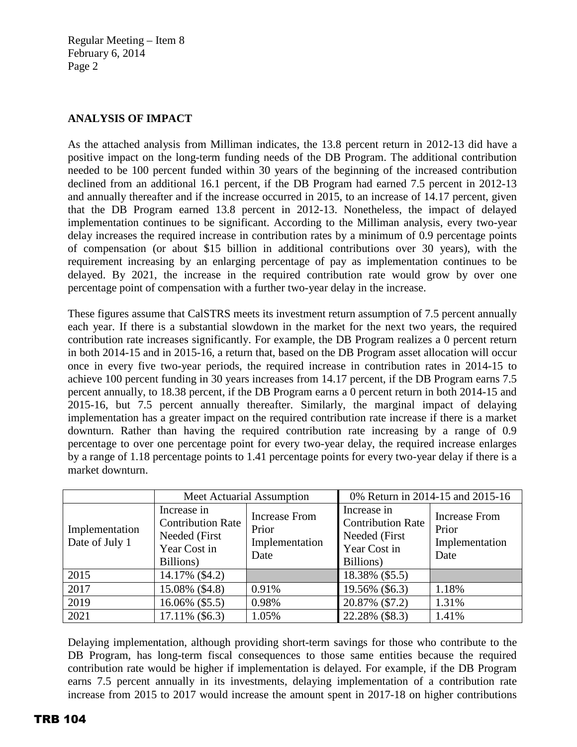## ANALYSIS OF IMPACT

As the attached analysis from Milliman indicates, the 13.8 percent return in 2012-13 did have a positive impact on the long-term funding needs of the DB Program. The additional contribution needed to be 100 percent funded within 30 years of the beginning of the increased contribution declined from an additional 16.1 percent, if the DB Program had earned 7.5 percent in 2012-13 and annually thereafter and if the increase occurred in 2015, to an increase of 14.17 percent, given that the DB Program earned 13.8 percent in 2012-13. Nonetheless, the impact of delayed implementation continues to be significant. According to the Milliman analysis, every two-year delay increases the required increase in contribution rates by a minimum of 0.9 percentage points of compensation (or about $15 billion in additional contributions over 30 years), with the requirement increasing by an enlarging percentage of pay as implementation continues to be delayed. By 2021, the increase in the required contribution rate would grow by over one percentage point of compensation with a further two-year delay in the increase.

These figures assume that CalSTRS meets its investment return assumption of 7.5 percent annually each year. If there is a substantial slowdown in the market for the next two years, the required contribution rate increases significantly. For example, the DB Program realizes a 0 percent return in both 2014-15 and in 2015-16, a return that, based on the DB Program asset allocation will occur once in every five two-year periods, the required increase in contribution rates in 2014-15 to achieve 100 percent funding in 30 years increases from 14.17 percent, if the DB Program earns 7.5 percent annually, to 18.38 percent, if the DB Program earns a 0 percent return in both 2014-15 and 2015-16, but 7.5 percent annually thereafter. Similarly, the marginal impact of delaying implementation has a greater impact on the required contribution rate increase if there is a market downturn. Rather than having the required contribution rate increasing by a range of 0.9 percentage to over one percentage point for every two-year delay, the required increase enlarges by a range of 1.18 percentage points to 1.41 percentage points for every two-year delay if there is a market downturn.

| | Meet Actuarial Assumption | | 0% Return in 2014-15 and 2015-16 | |
|---|---|---|---|---|
| Implementation Date of July 1 | Increase in Contribution Rate Needed (First Year Cost in Billions) | Increase From Prior Implementation Date | Increase in Contribution Rate Needed (First Year Cost in Billions) | Increase From Prior Implementation Date |
| 2015 | 14.17% ($4.2) | | 18.38% ($5.5) | |
| 2017 | 15.08% ($4.8) | 0.91% | 19.56% ($6.3) | 1.18% |
| 2019 | 16.06% ($5.5) | 0.98% | 20.87% ($7.2) | 1.31% |
| 2021 | 17.11% ($6.3) | 1.05% | 22.28% ($8.3) | 1.41% |

Delaying implementation, although providing short-term savings for those who contribute to the DB Program, has long-term fiscal consequences to those same entities because the required contribution rate would be higher if implementation is delayed. For example, if the DB Program earns 7.5 percent annually in its investments, delaying implementation of a contribution rate increase from 2015 to 2017 would increase the amount spent in 2017-18 on higher contributions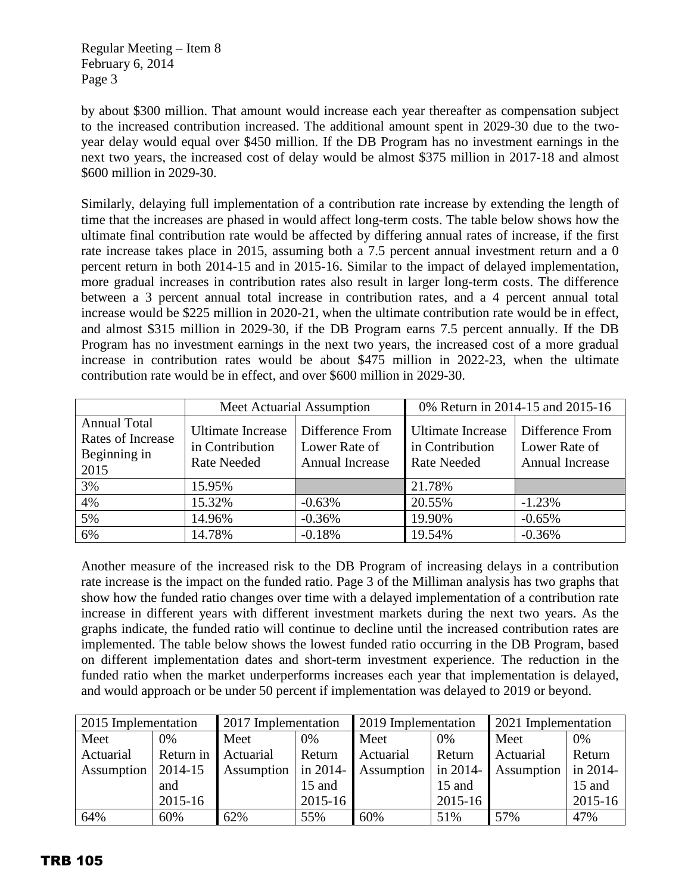by about $300 million. That amount would increase each year thereafter as compensation subject to the increased contribution increased. The additional amount spent in 2029-30 due to the two-year delay would equal over $450 million. If the DB Program has no investment earnings in the next two years, the increased cost of delay would be almost $375 million in 2017-18 and almost $600 million in 2029-30.

Similarly, delaying full implementation of a contribution rate increase by extending the length of time that the increases are phased in would affect long-term costs. The table below shows how the ultimate final contribution rate would be affected by differing annual rates of increase, if the first rate increase takes place in 2015, assuming both a 7.5 percent annual investment return and a 0 percent return in both 2014-15 and in 2015-16. Similar to the impact of delayed implementation, more gradual increases in contribution rates also result in larger long-term costs. The difference between a 3 percent annual total increase in contribution rates, and a 4 percent annual total increase would be $225 million in 2020-21, when the ultimate contribution rate would be in effect, and almost $315 million in 2029-30, if the DB Program earns 7.5 percent annually. If the DB Program has no investment earnings in the next two years, the increased cost of a more gradual increase in contribution rates would be about $475 million in 2022-23, when the ultimate contribution rate would be in effect, and over $600 million in 2029-30.

| | Meet Actuarial Assumption | | 0% Return in 2014-15 and 2015-16 | |
|---|---|---|---|---|
| Annual Total Rates of Increase Beginning in 2015 | Ultimate Increase in Contribution Rate Needed | Difference From Lower Rate of Annual Increase | Ultimate Increase in Contribution Rate Needed | Difference From Lower Rate of Annual Increase |
| 3% | 15.95% | | 21.78% | |
| 4% | 15.32% | -0.63% | 20.55% | -1.23% |
| 5% | 14.96% | -0.36% | 19.90% | -0.65% |
| 6% | 14.78% | -0.18% | 19.54% | -0.36% |

Another measure of the increased risk to the DB Program of increasing delays in a contribution rate increase is the impact on the funded ratio. Page 3 of the Milliman analysis has two graphs that show how the funded ratio changes over time with a delayed implementation of a contribution rate increase in different years with different investment markets during the next two years. As the graphs indicate, the funded ratio will continue to decline until the increased contribution rates are implemented. The table below shows the lowest funded ratio occurring in the DB Program, based on different implementation dates and short-term investment experience. The reduction in the funded ratio when the market underperforms increases each year that implementation is delayed, and would approach or be under 50 percent if implementation was delayed to 2019 or beyond.

| 2015 Implementation | | 2017 Implementation | | 2019 Implementation | | 2021 Implementation | |
|---|---|---|---|---|---|---|---|
| Meet Actuarial Assumption | 0% Return in 2014-15 and 2015-16 | Meet Actuarial Assumption | 0% Return in 2014-15 and 2015-16 | Meet Actuarial Assumption | 0% Return in 2014-15 and 2015-16 | Meet Actuarial Assumption | 0% Return in 2014-15 and 2015-16 |
| 64% | 60% | 62% | 55% | 60% | 51% | 57% | 47% |

TRB 105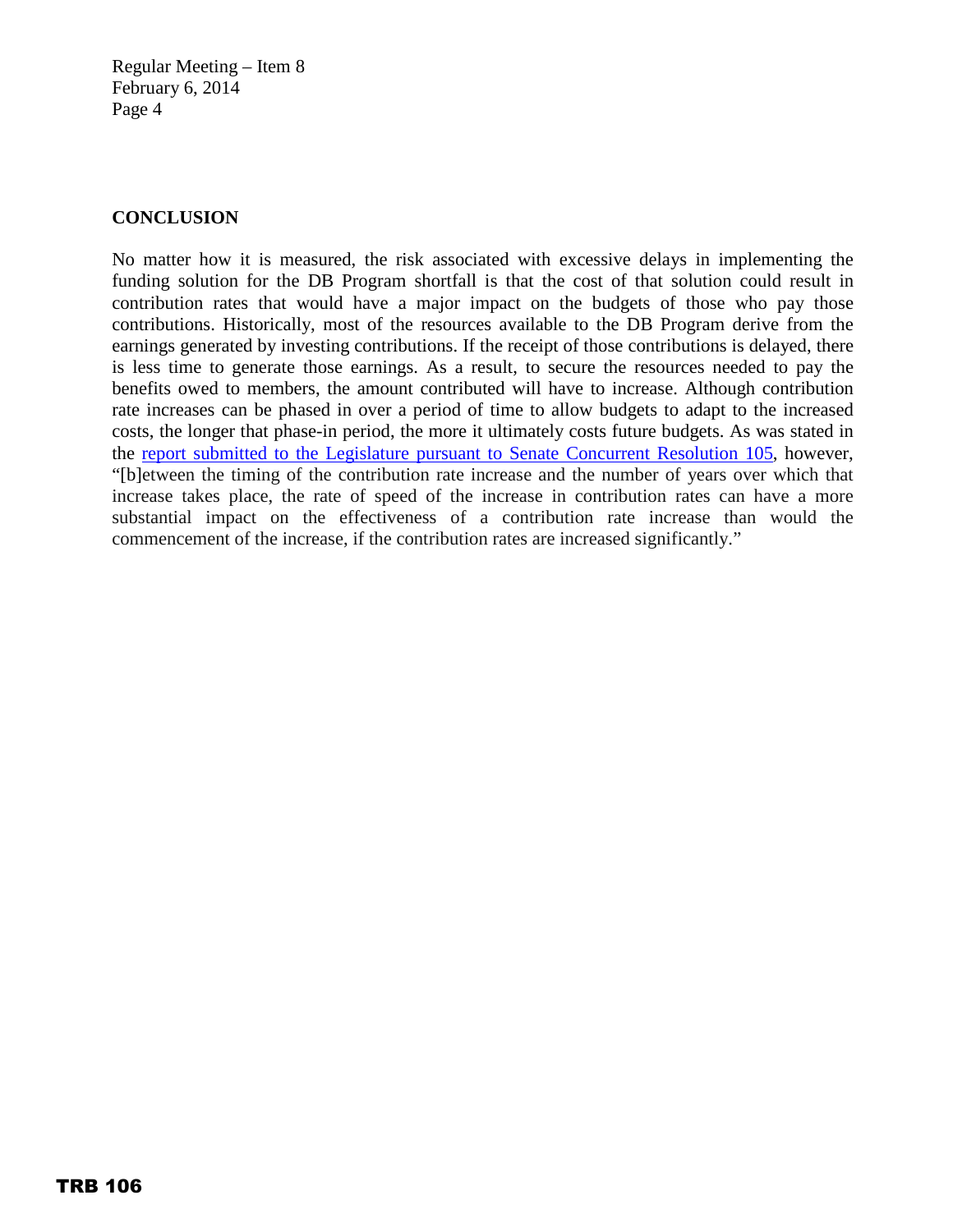## CONCLUSION

No matter how it is measured, the risk associated with excessive delays in implementing the funding solution for the DB Program shortfall is that the cost of that solution could result in contribution rates that would have a major impact on the budgets of those who pay those contributions. Historically, most of the resources available to the DB Program derive from the earnings generated by investing contributions. If the receipt of those contributions is delayed, there is less time to generate those earnings. As a result, to secure the resources needed to pay the benefits owed to members, the amount contributed will have to increase. Although contribution rate increases can be phased in over a period of time to allow budgets to adapt to the increased costs, the longer that phase-in period, the more it ultimately costs future budgets. As was stated in the report submitted to the Legislature pursuant to Senate Concurrent Resolution 105, however, "[b]etween the timing of the contribution rate increase and the number of years over which that increase takes place, the rate of speed of the increase in contribution rates can have a more substantial impact on the effectiveness of a contribution rate increase than would the commencement of the increase, if the contribution rates are increased significantly."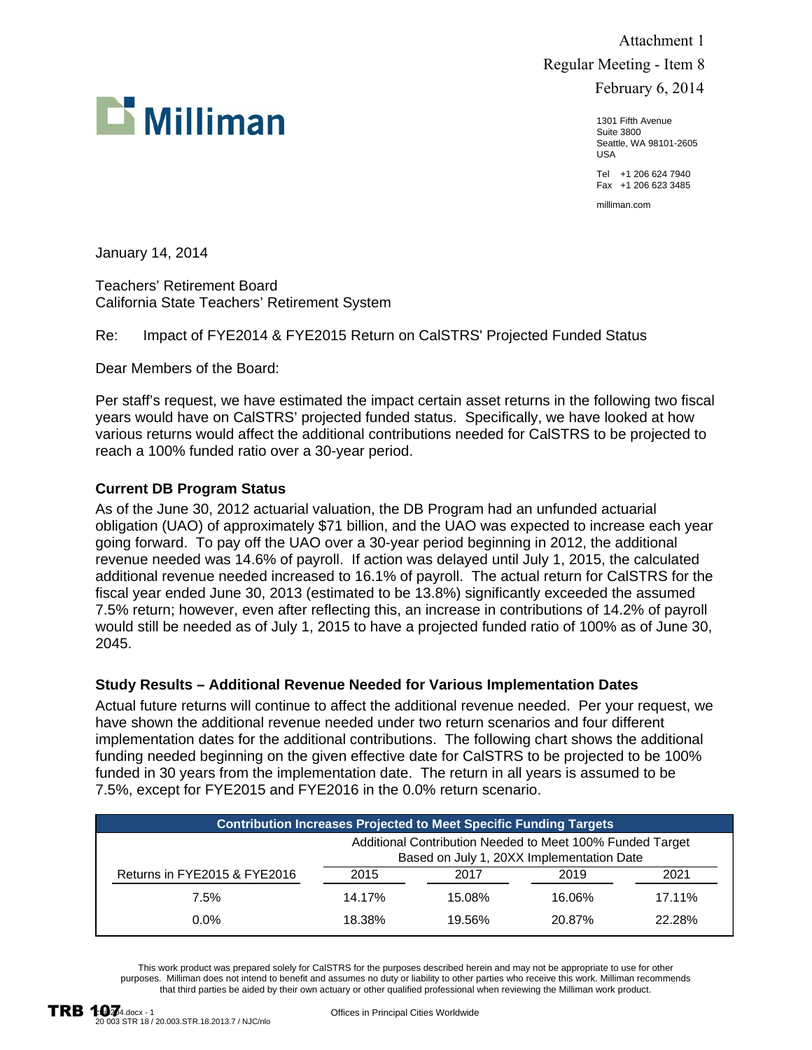Attachment 1
Regular Meeting - Item 8
February 6, 2014

Milliman

1301 Fifth Avenue
Suite 3800
Seattle, WA 98101-2605
USA

Tel +1 206 624 7940
Fax +1 206 623 3485

milliman.com

January 14, 2014

Teachers' Retirement Board
California State Teachers' Retirement System

Re: Impact of FYE2014 & FYE2015 Return on CalSTRS' Projected Funded Status

Dear Members of the Board:

Per staff's request, we have estimated the impact certain asset returns in the following two fiscal years would have on CalSTRS' projected funded status. Specifically, we have looked at how various returns would affect the additional contributions needed for CalSTRS to be projected to reach a 100% funded ratio over a 30-year period.

**Current DB Program Status**

As of the June 30, 2012 actuarial valuation, the DB Program had an unfunded actuarial obligation (UAO) of approximately $71 billion, and the UAO was expected to increase each year going forward. To pay off the UAO over a 30-year period beginning in 2012, the additional revenue needed was 14.6% of payroll. If action was delayed until July 1, 2015, the calculated additional revenue needed increased to 16.1% of payroll. The actual return for CalSTRS for the fiscal year ended June 30, 2013 (estimated to be 13.8%) significantly exceeded the assumed 7.5% return; however, even after reflecting this, an increase in contributions of 14.2% of payroll would still be needed as of July 1, 2015 to have a projected funded ratio of 100% as of June 30, 2045.

**Study Results – Additional Revenue Needed for Various Implementation Dates**

Actual future returns will continue to affect the additional revenue needed. Per your request, we have shown the additional revenue needed under two return scenarios and four different implementation dates for the additional contributions. The following chart shows the additional funding needed beginning on the given effective date for CalSTRS to be projected to be 100% funded in 30 years from the implementation date. The return in all years is assumed to be 7.5%, except for FYE2015 and FYE2016 in the 0.0% return scenario.

| Contribution Increases Projected to Meet Specific Funding Targets | | | | |
|---|---|---|---|---|
| | Additional Contribution Needed to Meet 100% Funded Target Based on July 1, 20XX Implementation Date | | | |
| Returns in FYE2015 & FYE2016 | 2015 | 2017 | 2019 | 2021 |
| 7.5% | 14.17% | 15.08% | 16.06% | 17.11% |
| 0.0% | 18.38% | 19.56% | 20.87% | 22.28% |

This work product was prepared solely for CalSTRS for the purposes described herein and may not be appropriate to use for other purposes. Milliman does not intend to benefit and assumes no duty or liability to other parties who receive this work. Milliman recommends that third parties be aided by their own actuary or other qualified professional when reviewing the Milliman work product.

TRB 107

Offices in Principal Cities Worldwide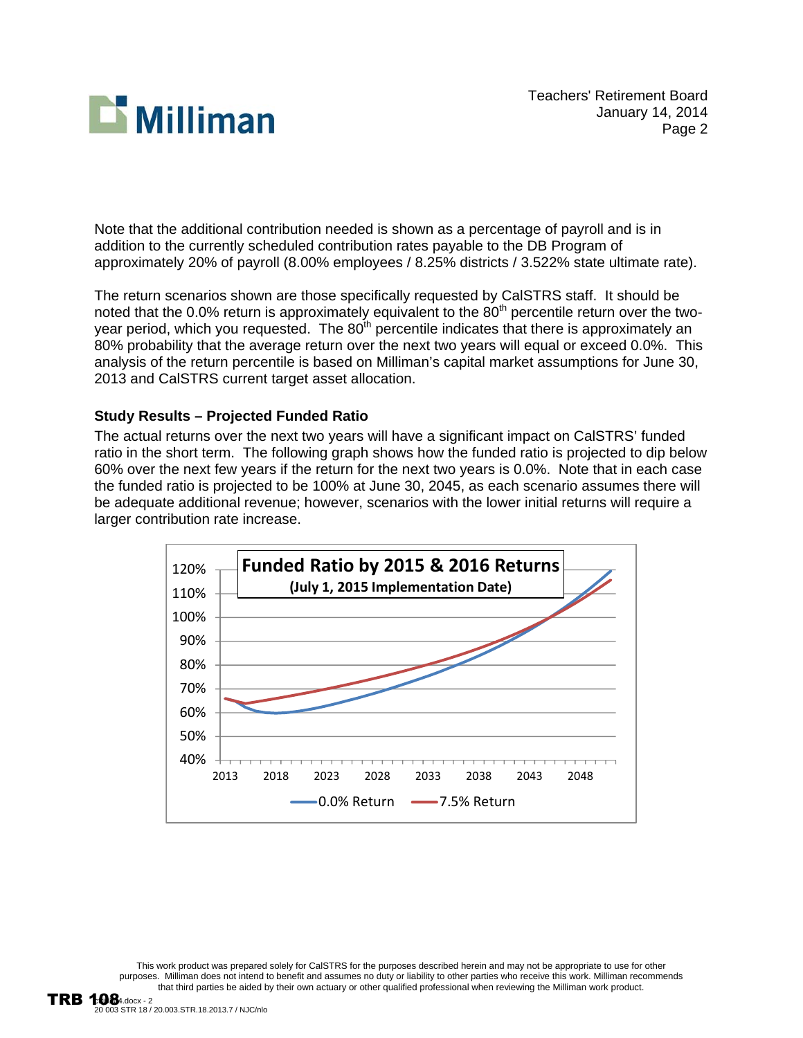Note that the additional contribution needed is shown as a percentage of payroll and is in addition to the currently scheduled contribution rates payable to the DB Program of approximately 20% of payroll (8.00% employees / 8.25% districts / 3.522% state ultimate rate).

The return scenarios shown are those specifically requested by CalSTRS staff. It should be noted that the 0.0% return is approximately equivalent to the 80th percentile return over the two-year period, which you requested. The 80th percentile indicates that there is approximately an 80% probability that the average return over the next two years will equal or exceed 0.0%. This analysis of the return percentile is based on Milliman's capital market assumptions for June 30, 2013 and CalSTRS current target asset allocation.

**Study Results – Projected Funded Ratio**

The actual returns over the next two years will have a significant impact on CalSTRS' funded ratio in the short term. The following graph shows how the funded ratio is projected to dip below 60% over the next few years if the return for the next two years is 0.0%. Note that in each case the funded ratio is projected to be 100% at June 30, 2045, as each scenario assumes there will be adequate additional revenue; however, scenarios with the lower initial returns will require a larger contribution rate increase.

**Funded Ratio by 2015 & 2016 Returns**
**(July 1, 2015 Implementation Date)**

Legend: 0.0% Return; 7.5% Return

This work product was prepared solely for CalSTRS for the purposes described herein and may not be appropriate to use for other purposes. Milliman does not intend to benefit and assumes no duty or liability to other parties who receive this work. Milliman recommends that third parties be aided by their own actuary or other qualified professional when reviewing the Milliman work product.

TRB 108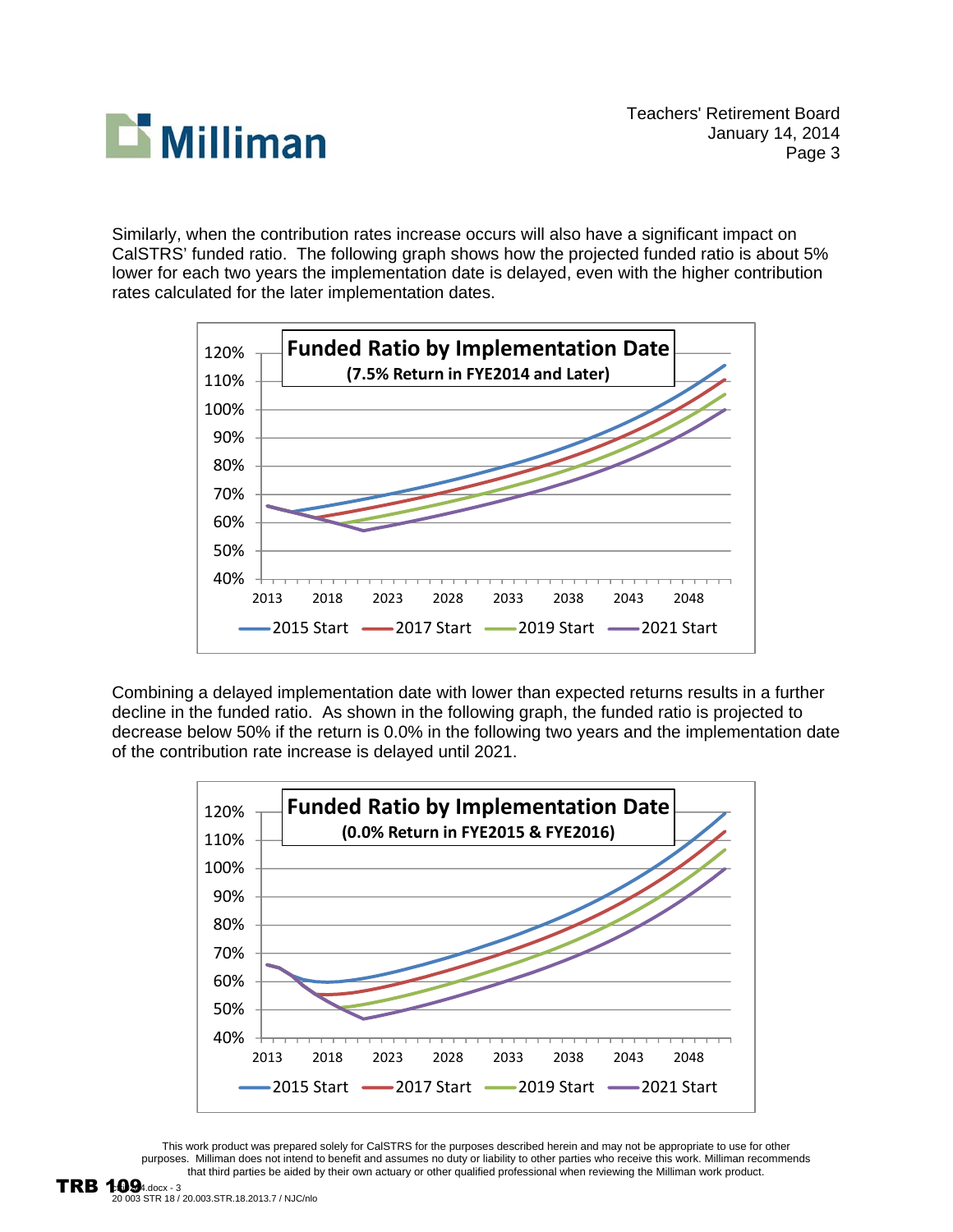Similarly, when the contribution rates increase occurs will also have a significant impact on CalSTRS' funded ratio. The following graph shows how the projected funded ratio is about 5% lower for each two years the implementation date is delayed, even with the higher contribution rates calculated for the later implementation dates.

**Funded Ratio by Implementation Date**
**(7.5% Return in FYE2014 and Later)**

Combining a delayed implementation date with lower than expected returns results in a further decline in the funded ratio. As shown in the following graph, the funded ratio is projected to decrease below 50% if the return is 0.0% in the following two years and the implementation date of the contribution rate increase is delayed until 2021.

**Funded Ratio by Implementation Date**
**(0.0% Return in FYE2015 & FYE2016)**

This work product was prepared solely for CalSTRS for the purposes described herein and may not be appropriate to use for other purposes. Milliman does not intend to benefit and assumes no duty or liability to other parties who receive this work. Milliman recommends that third parties be aided by their own actuary or other qualified professional when reviewing the Milliman work product.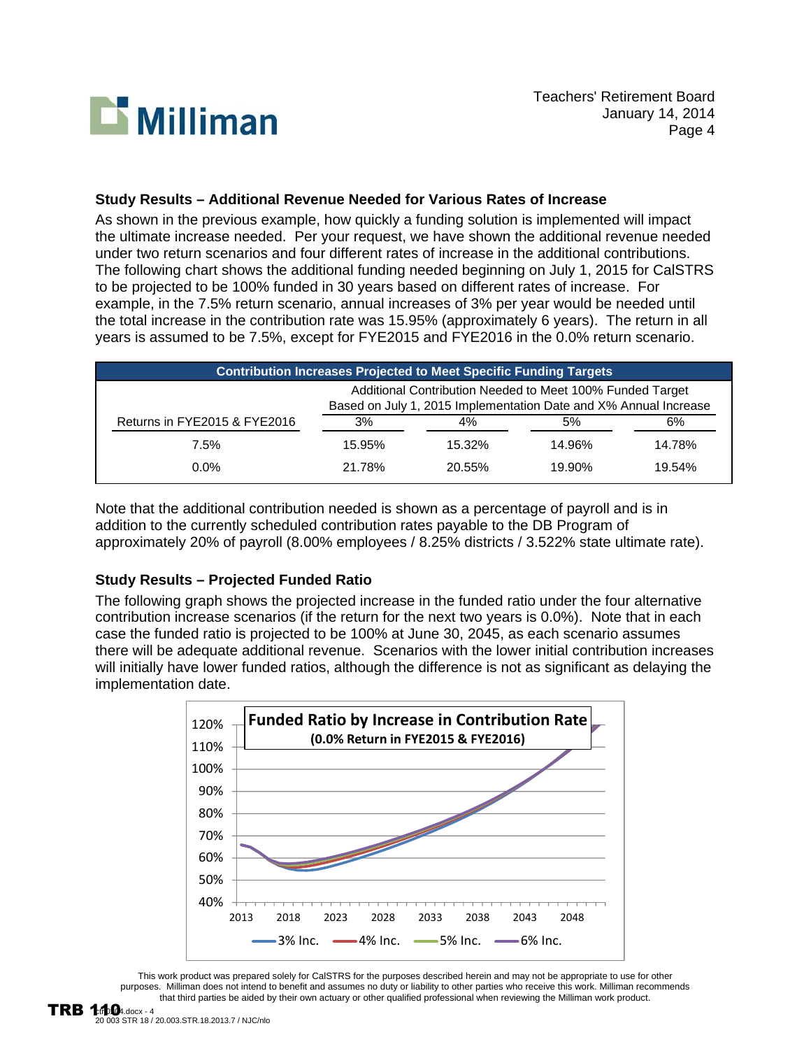## Study Results – Additional Revenue Needed for Various Rates of Increase

As shown in the previous example, how quickly a funding solution is implemented will impact the ultimate increase needed. Per your request, we have shown the additional revenue needed under two return scenarios and four different rates of increase in the additional contributions. The following chart shows the additional funding needed beginning on July 1, 2015 for CalSTRS to be projected to be 100% funded in 30 years based on different rates of increase. For example, in the 7.5% return scenario, annual increases of 3% per year would be needed until the total increase in the contribution rate was 15.95% (approximately 6 years). The return in all years is assumed to be 7.5%, except for FYE2015 and FYE2016 in the 0.0% return scenario.

| Contribution Increases Projected to Meet Specific Funding Targets | | | | |
|---|---|---|---|---|
| | Additional Contribution Needed to Meet 100% Funded Target Based on July 1, 2015 Implementation Date and X% Annual Increase | | | |
| Returns in FYE2015 & FYE2016 | 3% | 4% | 5% | 6% |
| 7.5% | 15.95% | 15.32% | 14.96% | 14.78% |
| 0.0% | 21.78% | 20.55% | 19.90% | 19.54% |

Note that the additional contribution needed is shown as a percentage of payroll and is in addition to the currently scheduled contribution rates payable to the DB Program of approximately 20% of payroll (8.00% employees / 8.25% districts / 3.522% state ultimate rate).

## Study Results – Projected Funded Ratio

The following graph shows the projected increase in the funded ratio under the four alternative contribution increase scenarios (if the return for the next two years is 0.0%). Note that in each case the funded ratio is projected to be 100% at June 30, 2045, as each scenario assumes there will be adequate additional revenue. Scenarios with the lower initial contribution increases will initially have lower funded ratios, although the difference is not as significant as delaying the implementation date.

**Funded Ratio by Increase in Contribution Rate**
**(0.0% Return in FYE2015 & FYE2016)**

This work product was prepared solely for CalSTRS for the purposes described herein and may not be appropriate to use for other purposes. Milliman does not intend to benefit and assumes no duty or liability to other parties who receive this work. Milliman recommends that third parties be aided by their own actuary or other qualified professional when reviewing the Milliman work product.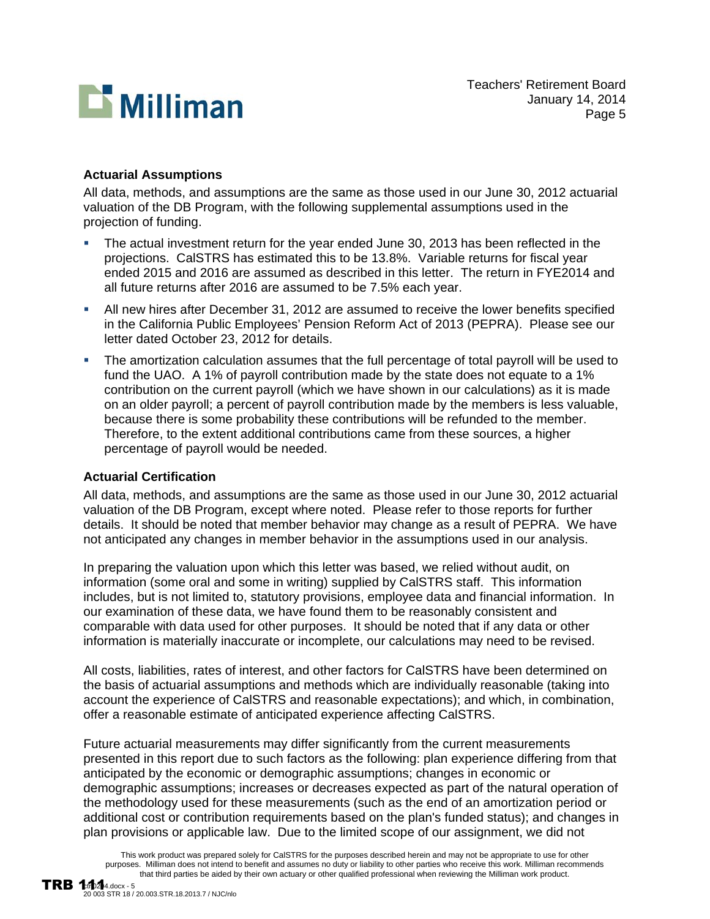### Actuarial Assumptions

All data, methods, and assumptions are the same as those used in our June 30, 2012 actuarial valuation of the DB Program, with the following supplemental assumptions used in the projection of funding.

- The actual investment return for the year ended June 30, 2013 has been reflected in the projections. CalSTRS has estimated this to be 13.8%. Variable returns for fiscal year ended 2015 and 2016 are assumed as described in this letter. The return in FYE2014 and all future returns after 2016 are assumed to be 7.5% each year.
- All new hires after December 31, 2012 are assumed to receive the lower benefits specified in the California Public Employees' Pension Reform Act of 2013 (PEPRA). Please see our letter dated October 23, 2012 for details.
- The amortization calculation assumes that the full percentage of total payroll will be used to fund the UAO. A 1% of payroll contribution made by the state does not equate to a 1% contribution on the current payroll (which we have shown in our calculations) as it is made on an older payroll; a percent of payroll contribution made by the members is less valuable, because there is some probability these contributions will be refunded to the member. Therefore, to the extent additional contributions came from these sources, a higher percentage of payroll would be needed.

### Actuarial Certification

All data, methods, and assumptions are the same as those used in our June 30, 2012 actuarial valuation of the DB Program, except where noted. Please refer to those reports for further details. It should be noted that member behavior may change as a result of PEPRA. We have not anticipated any changes in member behavior in the assumptions used in our analysis.

In preparing the valuation upon which this letter was based, we relied without audit, on information (some oral and some in writing) supplied by CalSTRS staff. This information includes, but is not limited to, statutory provisions, employee data and financial information. In our examination of these data, we have found them to be reasonably consistent and comparable with data used for other purposes. It should be noted that if any data or other information is materially inaccurate or incomplete, our calculations may need to be revised.

All costs, liabilities, rates of interest, and other factors for CalSTRS have been determined on the basis of actuarial assumptions and methods which are individually reasonable (taking into account the experience of CalSTRS and reasonable expectations); and which, in combination, offer a reasonable estimate of anticipated experience affecting CalSTRS.

Future actuarial measurements may differ significantly from the current measurements presented in this report due to such factors as the following: plan experience differing from that anticipated by the economic or demographic assumptions; changes in economic or demographic assumptions; increases or decreases expected as part of the natural operation of the methodology used for these measurements (such as the end of an amortization period or additional cost or contribution requirements based on the plan's funded status); and changes in plan provisions or applicable law. Due to the limited scope of our assignment, we did not

This work product was prepared solely for CalSTRS for the purposes described herein and may not be appropriate to use for other purposes. Milliman does not intend to benefit and assumes no duty or liability to other parties who receive this work. Milliman recommends that third parties be aided by their own actuary or other qualified professional when reviewing the Milliman work product.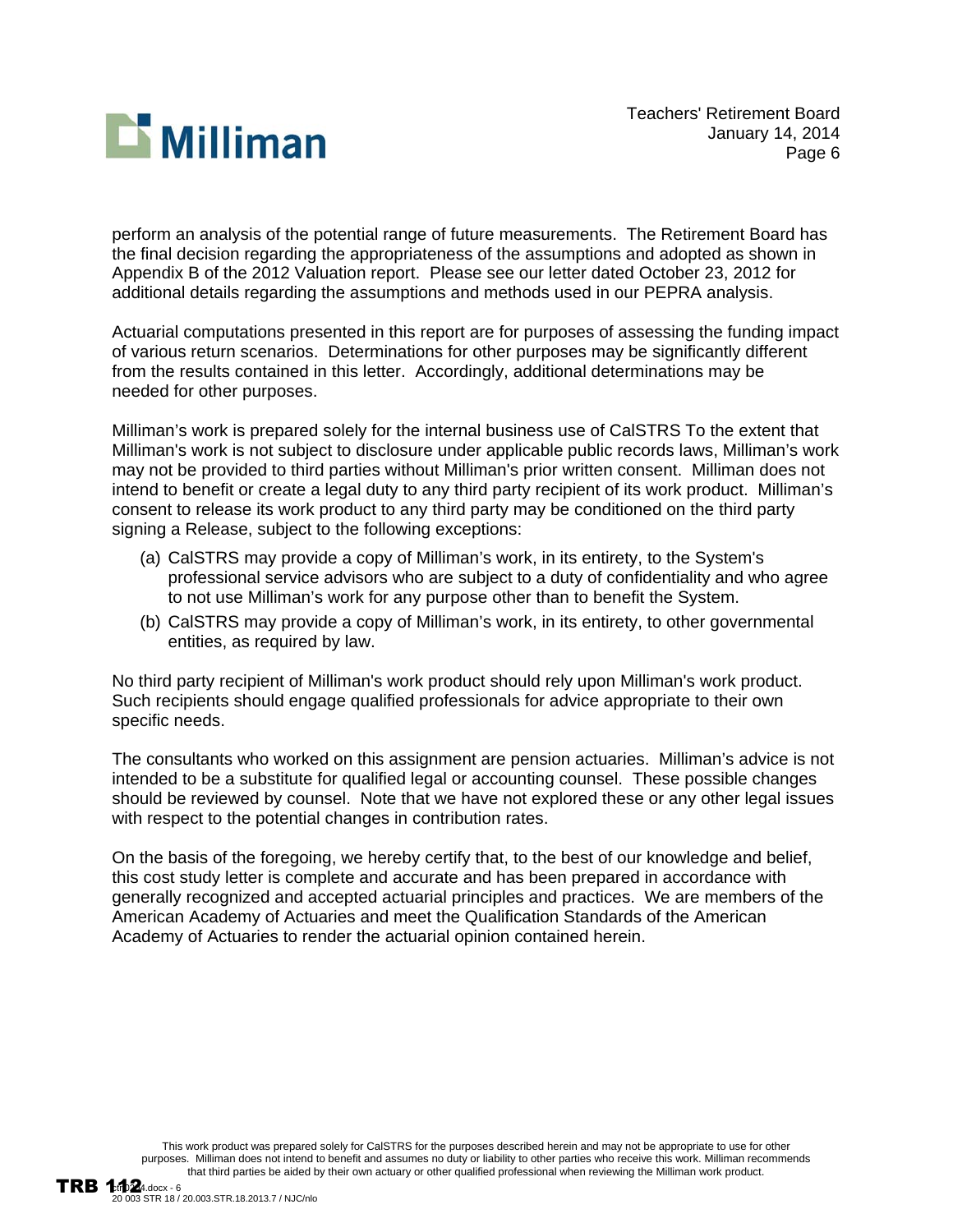perform an analysis of the potential range of future measurements. The Retirement Board has the final decision regarding the appropriateness of the assumptions and adopted as shown in Appendix B of the 2012 Valuation report. Please see our letter dated October 23, 2012 for additional details regarding the assumptions and methods used in our PEPRA analysis.

Actuarial computations presented in this report are for purposes of assessing the funding impact of various return scenarios. Determinations for other purposes may be significantly different from the results contained in this letter. Accordingly, additional determinations may be needed for other purposes.

Milliman's work is prepared solely for the internal business use of CalSTRS To the extent that Milliman's work is not subject to disclosure under applicable public records laws, Milliman's work may not be provided to third parties without Milliman's prior written consent. Milliman does not intend to benefit or create a legal duty to any third party recipient of its work product. Milliman's consent to release its work product to any third party may be conditioned on the third party signing a Release, subject to the following exceptions:

(a) CalSTRS may provide a copy of Milliman's work, in its entirety, to the System's professional service advisors who are subject to a duty of confidentiality and who agree to not use Milliman's work for any purpose other than to benefit the System.

(b) CalSTRS may provide a copy of Milliman's work, in its entirety, to other governmental entities, as required by law.

No third party recipient of Milliman's work product should rely upon Milliman's work product. Such recipients should engage qualified professionals for advice appropriate to their own specific needs.

The consultants who worked on this assignment are pension actuaries. Milliman's advice is not intended to be a substitute for qualified legal or accounting counsel. These possible changes should be reviewed by counsel. Note that we have not explored these or any other legal issues with respect to the potential changes in contribution rates.

On the basis of the foregoing, we hereby certify that, to the best of our knowledge and belief, this cost study letter is complete and accurate and has been prepared in accordance with generally recognized and accepted actuarial principles and practices. We are members of the American Academy of Actuaries and meet the Qualification Standards of the American Academy of Actuaries to render the actuarial opinion contained herein.

This work product was prepared solely for CalSTRS for the purposes described herein and may not be appropriate to use for other purposes. Milliman does not intend to benefit and assumes no duty or liability to other parties who receive this work. Milliman recommends that third parties be aided by their own actuary or other qualified professional when reviewing the Milliman work product.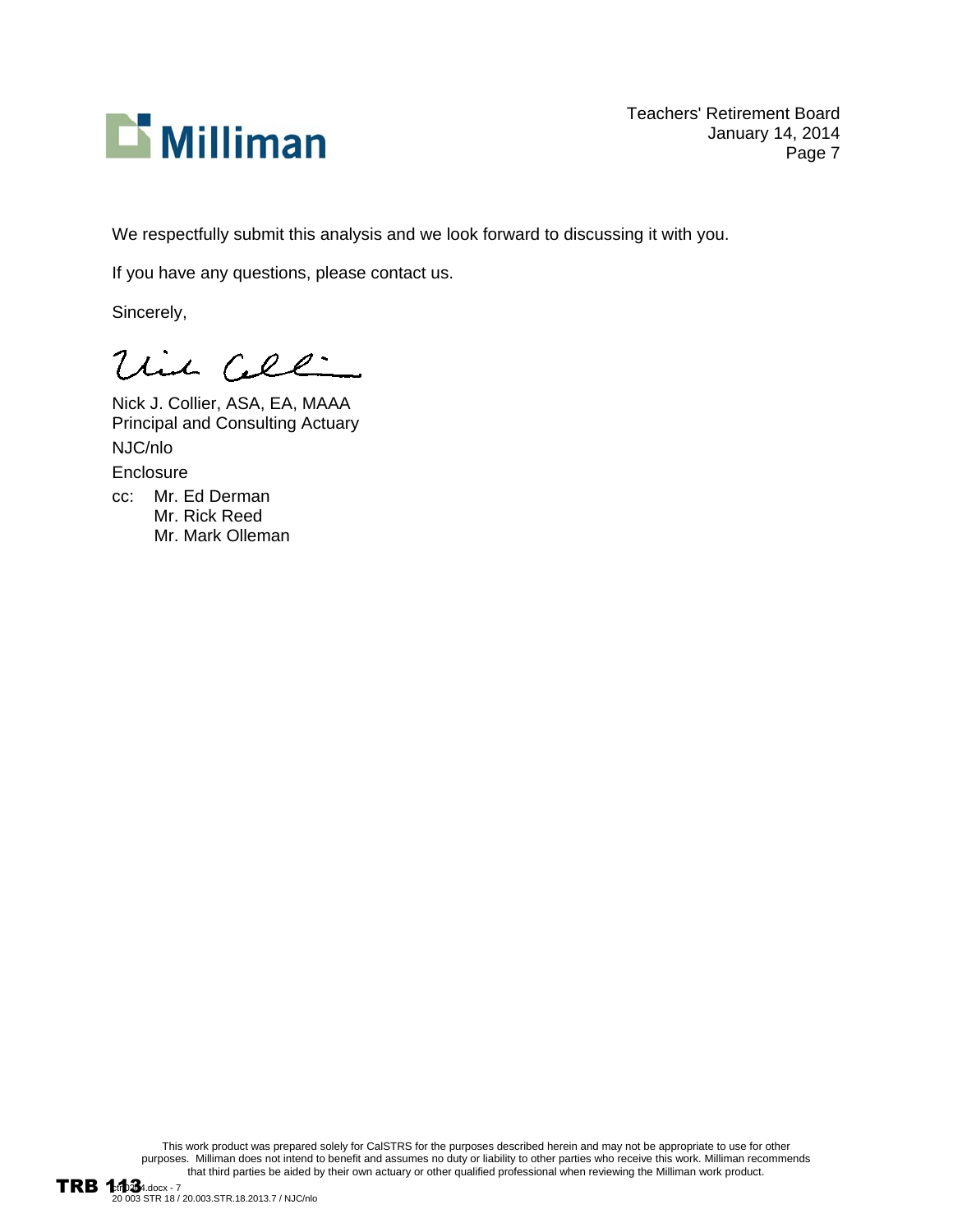We respectfully submit this analysis and we look forward to discussing it with you.

If you have any questions, please contact us.

Sincerely,

Nick J. Collier, ASA, EA, MAAA
Principal and Consulting Actuary

NJC/nlo

Enclosure

cc: Mr. Ed Derman
Mr. Rick Reed
Mr. Mark Olleman

This work product was prepared solely for CalSTRS for the purposes described herein and may not be appropriate to use for other purposes. Milliman does not intend to benefit and assumes no duty or liability to other parties who receive this work. Milliman recommends that third parties be aided by their own actuary or other qualified professional when reviewing the Milliman work product.

TRB 113